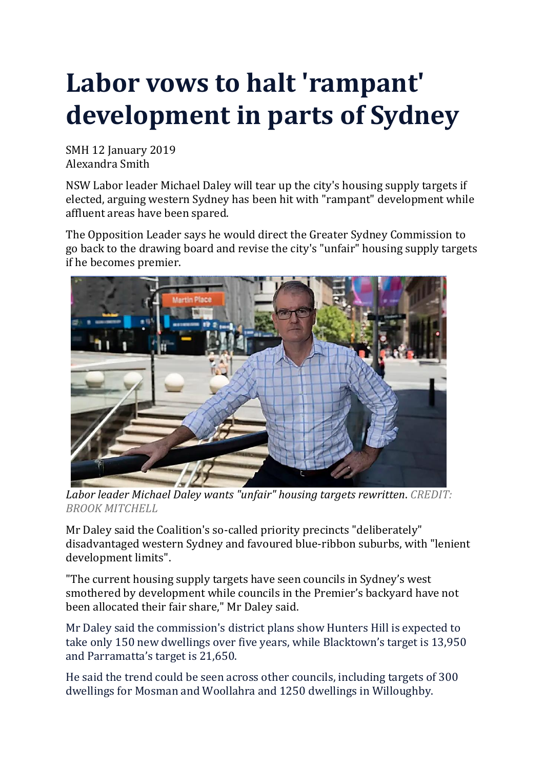# Labor vows to halt 'rampant' development in parts of Sydney

SMH 12 January 2019
Alexandra Smith

NSW Labor leader Michael Daley will tear up the city's housing supply targets if elected, arguing western Sydney has been hit with "rampant" development while affluent areas have been spared.

The Opposition Leader says he would direct the Greater Sydney Commission to go back to the drawing board and revise the city's "unfair" housing supply targets if he becomes premier.

*Labor leader Michael Daley wants "unfair" housing targets rewritten. CREDIT: BROOK MITCHELL*

Mr Daley said the Coalition's so-called priority precincts "deliberately" disadvantaged western Sydney and favoured blue-ribbon suburbs, with "lenient development limits".

"The current housing supply targets have seen councils in Sydney's west smothered by development while councils in the Premier's backyard have not been allocated their fair share," Mr Daley said.

Mr Daley said the commission's district plans show Hunters Hill is expected to take only 150 new dwellings over five years, while Blacktown's target is 13,950 and Parramatta's target is 21,650.

He said the trend could be seen across other councils, including targets of 300 dwellings for Mosman and Woollahra and 1250 dwellings in Willoughby.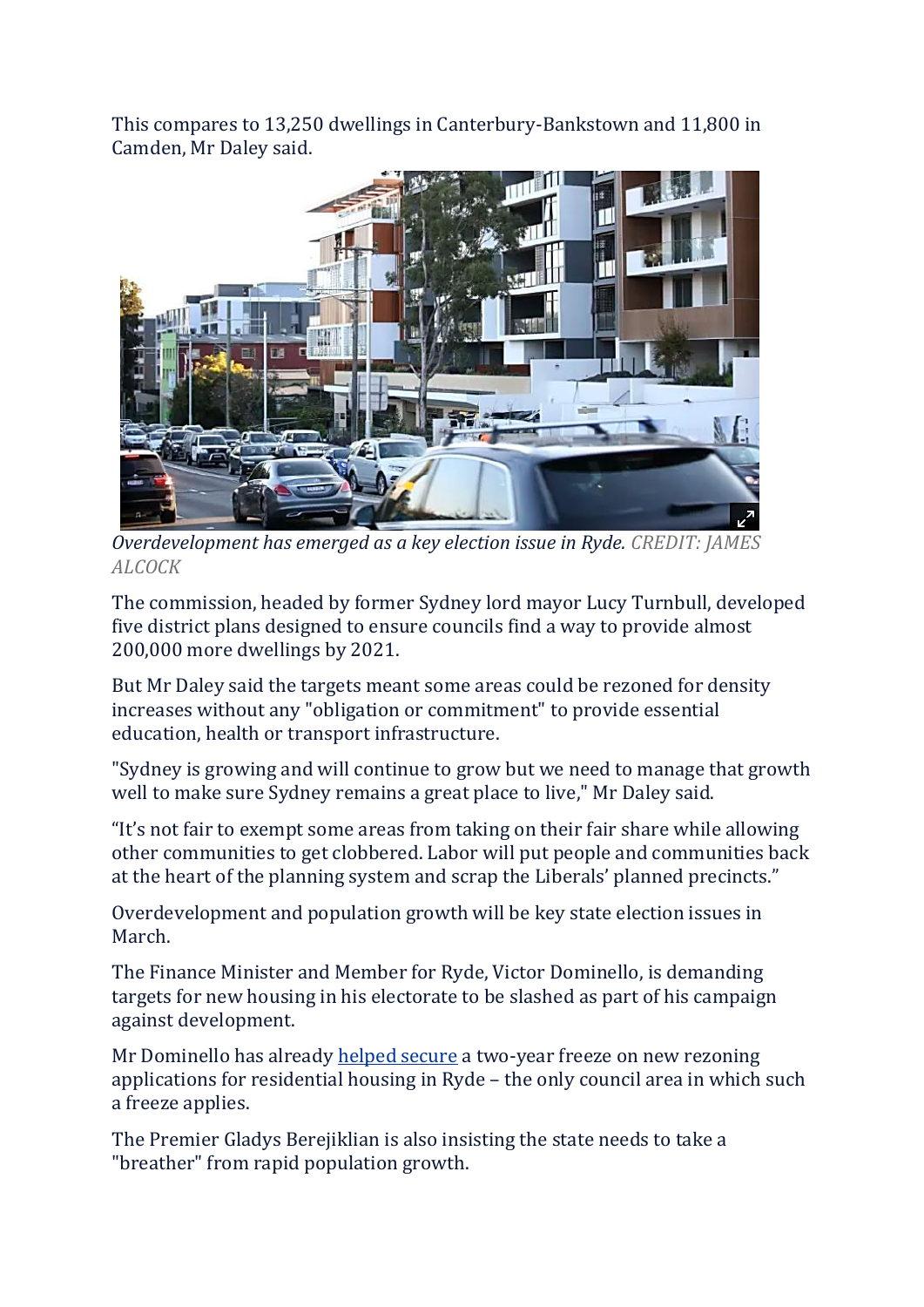This compares to 13,250 dwellings in Canterbury-Bankstown and 11,800 in Camden, Mr Daley said.

*Overdevelopment has emerged as a key election issue in Ryde.* CREDIT: JAMES ALCOCK

The commission, headed by former Sydney lord mayor Lucy Turnbull, developed five district plans designed to ensure councils find a way to provide almost 200,000 more dwellings by 2021.

But Mr Daley said the targets meant some areas could be rezoned for density increases without any "obligation or commitment" to provide essential education, health or transport infrastructure.

"Sydney is growing and will continue to grow but we need to manage that growth well to make sure Sydney remains a great place to live," Mr Daley said.

"It's not fair to exempt some areas from taking on their fair share while allowing other communities to get clobbered. Labor will put people and communities back at the heart of the planning system and scrap the Liberals' planned precincts."

Overdevelopment and population growth will be key state election issues in March.

The Finance Minister and Member for Ryde, Victor Dominello, is demanding targets for new housing in his electorate to be slashed as part of his campaign against development.

Mr Dominello has already helped secure a two-year freeze on new rezoning applications for residential housing in Ryde – the only council area in which such a freeze applies.

The Premier Gladys Berejiklian is also insisting the state needs to take a "breather" from rapid population growth.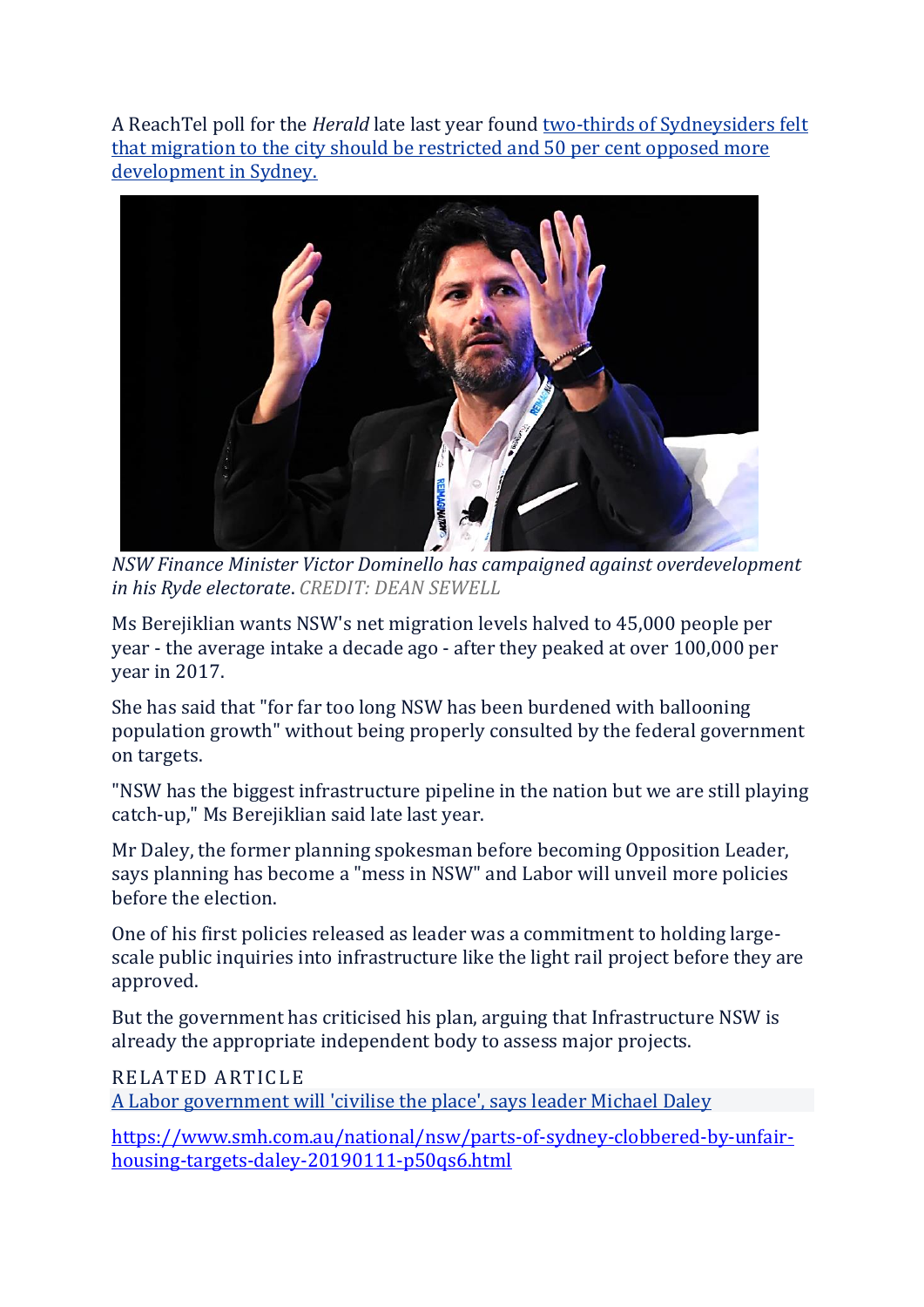A ReachTel poll for the *Herald* late last year found [two-thirds of Sydneysiders felt that migration to the city should be restricted and 50 per cent opposed more development in Sydney.](#)

*NSW Finance Minister Victor Dominello has campaigned against overdevelopment in his Ryde electorate.* CREDIT: DEAN SEWELL

Ms Berejiklian wants NSW's net migration levels halved to 45,000 people per year - the average intake a decade ago - after they peaked at over 100,000 per year in 2017.

She has said that "for far too long NSW has been burdened with ballooning population growth" without being properly consulted by the federal government on targets.

"NSW has the biggest infrastructure pipeline in the nation but we are still playing catch-up," Ms Berejiklian said late last year.

Mr Daley, the former planning spokesman before becoming Opposition Leader, says planning has become a "mess in NSW" and Labor will unveil more policies before the election.

One of his first policies released as leader was a commitment to holding large-scale public inquiries into infrastructure like the light rail project before they are approved.

But the government has criticised his plan, arguing that Infrastructure NSW is already the appropriate independent body to assess major projects.

RELATED ARTICLE

[A Labor government will 'civilise the place', says leader Michael Daley](#)

https://www.smh.com.au/national/nsw/parts-of-sydney-clobbered-by-unfair-housing-targets-daley-20190111-p50qs6.html